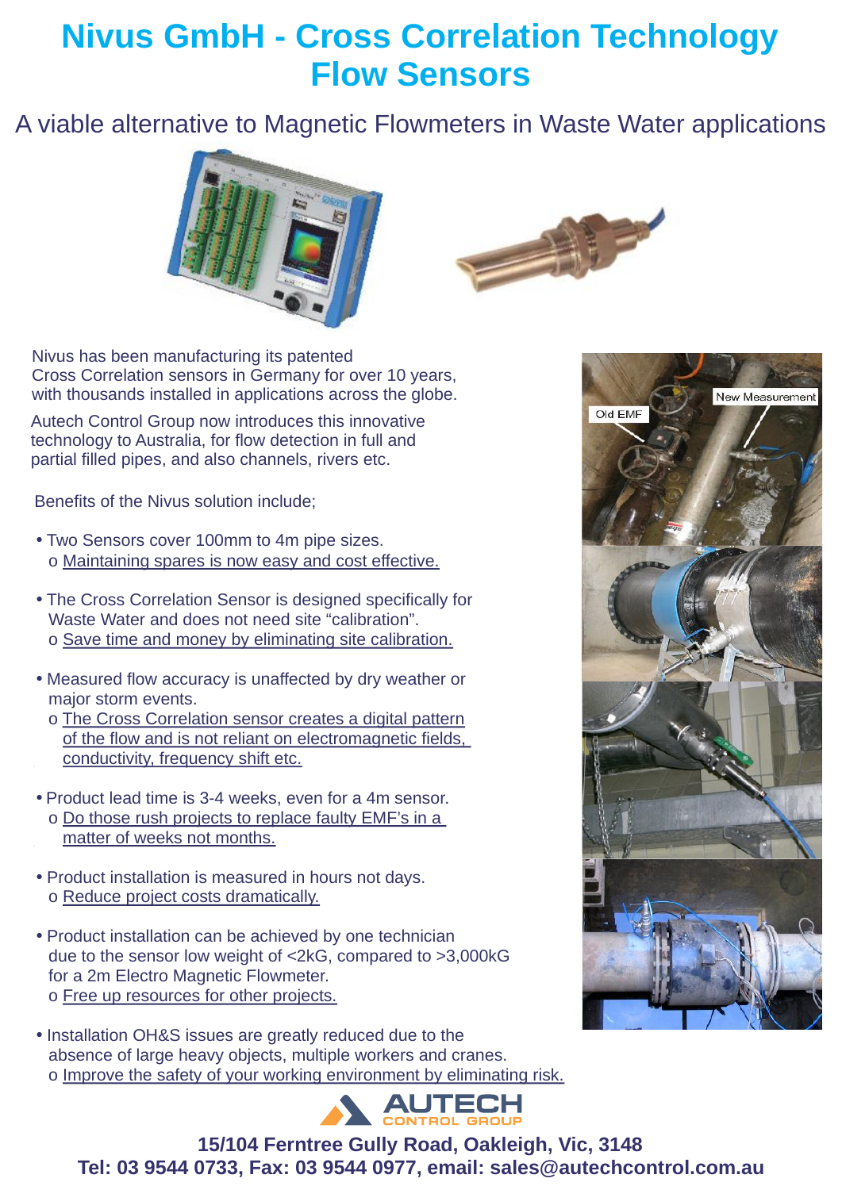# Nivus GmbH - Cross Correlation Technology Flow Sensors

## A viable alternative to Magnetic Flowmeters in Waste Water applications

Nivus has been manufacturing its patented Cross Correlation sensors in Germany for over 10 years, with thousands installed in applications across the globe.

Autech Control Group now introduces this innovative technology to Australia, for flow detection in full and partial filled pipes, and also channels, rivers etc.

Benefits of the Nivus solution include;

- Two Sensors cover 100mm to 4m pipe sizes.
  - Maintaining spares is now easy and cost effective.
- The Cross Correlation Sensor is designed specifically for Waste Water and does not need site "calibration".
  - Save time and money by eliminating site calibration.
- Measured flow accuracy is unaffected by dry weather or major storm events.
  - The Cross Correlation sensor creates a digital pattern of the flow and is not reliant on electromagnetic fields, conductivity, frequency shift etc.
- Product lead time is 3-4 weeks, even for a 4m sensor.
  - Do those rush projects to replace faulty EMF's in a matter of weeks not months.
- Product installation is measured in hours not days.
  - Reduce project costs dramatically.
- Product installation can be achieved by one technician due to the sensor low weight of <2kG, compared to >3,000kG for a 2m Electro Magnetic Flowmeter.
  - Free up resources for other projects.
- Installation OH&S issues are greatly reduced due to the absence of large heavy objects, multiple workers and cranes.
  - Improve the safety of your working environment by eliminating risk.

Old EMF

New Measurement

**AUTECH CONTROL GROUP**

**15/104 Ferntree Gully Road, Oakleigh, Vic, 3148**
**Tel: 03 9544 0733, Fax: 03 9544 0977, email: sales@autechcontrol.com.au**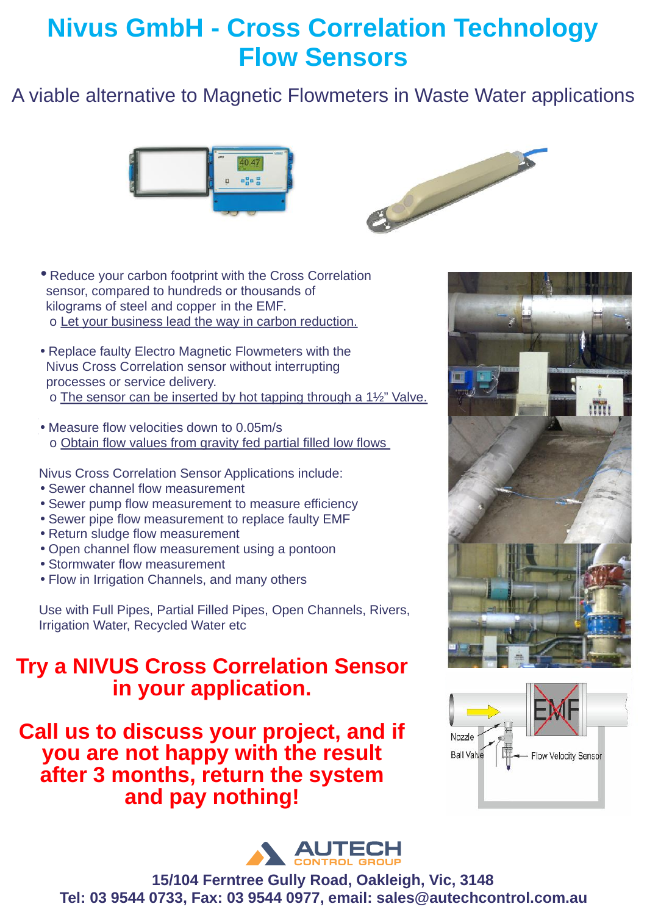# Nivus GmbH - Cross Correlation Technology Flow Sensors

## A viable alternative to Magnetic Flowmeters in Waste Water applications

- Reduce your carbon footprint with the Cross Correlation sensor, compared to hundreds or thousands of kilograms of steel and copper in the EMF.
  - Let your business lead the way in carbon reduction.
- Replace faulty Electro Magnetic Flowmeters with the Nivus Cross Correlation sensor without interrupting processes or service delivery.
  - The sensor can be inserted by hot tapping through a 1½" Valve.
- Measure flow velocities down to 0.05m/s
  - Obtain flow values from gravity fed partial filled low flows

Nivus Cross Correlation Sensor Applications include:

- Sewer channel flow measurement
- Sewer pump flow measurement to measure efficiency
- Sewer pipe flow measurement to replace faulty EMF
- Return sludge flow measurement
- Open channel flow measurement using a pontoon
- Stormwater flow measurement
- Flow in Irrigation Channels, and many others

Use with Full Pipes, Partial Filled Pipes, Open Channels, Rivers, Irrigation Water, Recycled Water etc

EMF

Nozzle

Ball Valve

Flow Velocity Sensor

**Try a NIVUS Cross Correlation Sensor in your application.**

**Call us to discuss your project, and if you are not happy with the result after 3 months, return the system and pay nothing!**

AUTECH CONTROL GROUP

**15/104 Ferntree Gully Road, Oakleigh, Vic, 3148**
**Tel: 03 9544 0733, Fax: 03 9544 0977, email: sales@autechcontrol.com.au**